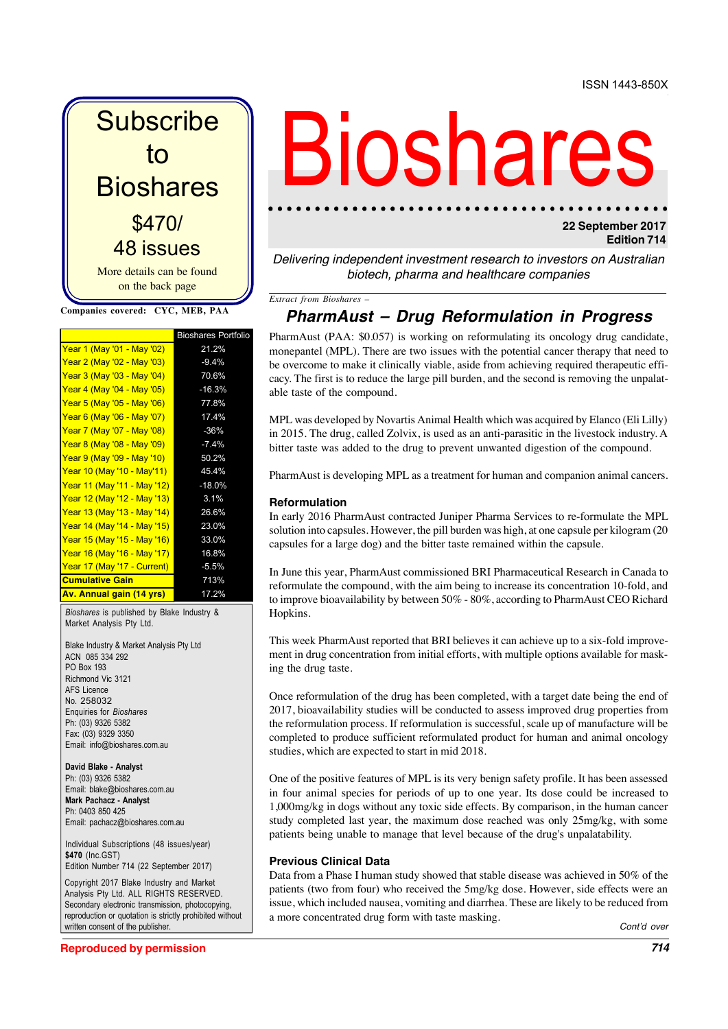ISSN 1443-850X

# Bioshares

**22 September 2017**
**Edition 714**

*Delivering independent investment research to investors on Australian biotech, pharma and healthcare companies*

Subscribe to Bioshares

$470/ 48 issues

More details can be found on the back page

**Companies covered: CYC, MEB, PAA**

| | Bioshares Portfolio |
|---|---|
| Year 1 (May '01 - May '02) | 21.2% |
| Year 2 (May '02 - May '03) | -9.4% |
| Year 3 (May '03 - May '04) | 70.6% |
| Year 4 (May '04 - May '05) | -16.3% |
| Year 5 (May '05 - May '06) | 77.8% |
| Year 6 (May '06 - May '07) | 17.4% |
| Year 7 (May '07 - May '08) | -36% |
| Year 8 (May '08 - May '09) | -7.4% |
| Year 9 (May '09 - May '10) | 50.2% |
| Year 10 (May '10 - May'11) | 45.4% |
| Year 11 (May '11 - May '12) | -18.0% |
| Year 12 (May '12 - May '13) | 3.1% |
| Year 13 (May '13 - May '14) | 26.6% |
| Year 14 (May '14 - May '15) | 23.0% |
| Year 15 (May '15 - May '16) | 33.0% |
| Year 16 (May '16 - May '17) | 16.8% |
| Year 17 (May '17 - Current) | -5.5% |
| **Cumulative Gain** | 713% |
| **Av. Annual gain (14 yrs)** | 17.2% |

*Bioshares* is published by Blake Industry & Market Analysis Pty Ltd.

Blake Industry & Market Analysis Pty Ltd
ACN 085 334 292
PO Box 193
Richmond Vic 3121
AFS Licence
No. 258032
Enquiries for *Bioshares*
Ph: (03) 9326 5382
Fax: (03) 9329 3350
Email: info@bioshares.com.au

**David Blake - Analyst**
Ph: (03) 9326 5382
Email: blake@bioshares.com.au
**Mark Pachacz - Analyst**
Ph: 0403 850 425
Email: pachacz@bioshares.com.au

Individual Subscriptions (48 issues/year)
**$470** (Inc.GST)
Edition Number 714 (22 September 2017)

Copyright 2017 Blake Industry and Market Analysis Pty Ltd. ALL RIGHTS RESERVED. Secondary electronic transmission, photocopying, reproduction or quotation is strictly prohibited without written consent of the publisher.

*Extract from Bioshares –*

## PharmAust – Drug Reformulation in Progress

PharmAust (PAA: $0.057) is working on reformulating its oncology drug candidate, monepantel (MPL). There are two issues with the potential cancer therapy that need to be overcome to make it clinically viable, aside from achieving required therapeutic efficacy. The first is to reduce the large pill burden, and the second is removing the unpalatable taste of the compound.

MPL was developed by Novartis Animal Health which was acquired by Elanco (Eli Lilly) in 2015. The drug, called Zolvix, is used as an anti-parasitic in the livestock industry. A bitter taste was added to the drug to prevent unwanted digestion of the compound.

PharmAust is developing MPL as a treatment for human and companion animal cancers.

### Reformulation

In early 2016 PharmAust contracted Juniper Pharma Services to re-formulate the MPL solution into capsules. However, the pill burden was high, at one capsule per kilogram (20 capsules for a large dog) and the bitter taste remained within the capsule.

In June this year, PharmAust commissioned BRI Pharmaceutical Research in Canada to reformulate the compound, with the aim being to increase its concentration 10-fold, and to improve bioavailability by between 50% - 80%, according to PharmAust CEO Richard Hopkins.

This week PharmAust reported that BRI believes it can achieve up to a six-fold improvement in drug concentration from initial efforts, with multiple options available for masking the drug taste.

Once reformulation of the drug has been completed, with a target date being the end of 2017, bioavailability studies will be conducted to assess improved drug properties from the reformulation process. If reformulation is successful, scale up of manufacture will be completed to produce sufficient reformulated product for human and animal oncology studies, which are expected to start in mid 2018.

One of the positive features of MPL is its very benign safety profile. It has been assessed in four animal species for periods of up to one year. Its dose could be increased to 1,000mg/kg in dogs without any toxic side effects. By comparison, in the human cancer study completed last year, the maximum dose reached was only 25mg/kg, with some patients being unable to manage that level because of the drug's unpalatability.

### Previous Clinical Data

Data from a Phase I human study showed that stable disease was achieved in 50% of the patients (two from four) who received the 5mg/kg dose. However, side effects were an issue, which included nausea, vomiting and diarrhea. These are likely to be reduced from a more concentrated drug form with taste masking.

*Cont'd over*

**Reproduced by permission**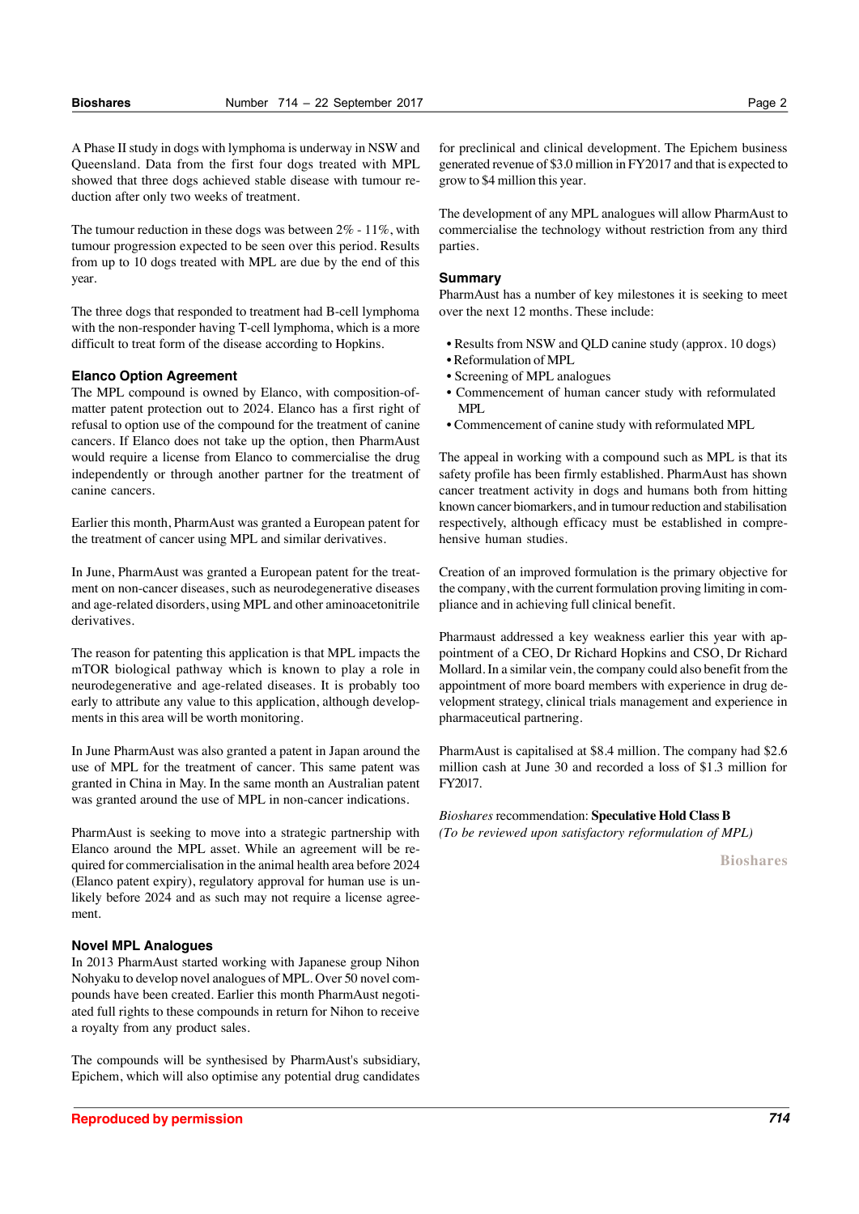A Phase II study in dogs with lymphoma is underway in NSW and Queensland. Data from the first four dogs treated with MPL showed that three dogs achieved stable disease with tumour reduction after only two weeks of treatment.

The tumour reduction in these dogs was between 2% - 11%, with tumour progression expected to be seen over this period. Results from up to 10 dogs treated with MPL are due by the end of this year.

The three dogs that responded to treatment had B-cell lymphoma with the non-responder having T-cell lymphoma, which is a more difficult to treat form of the disease according to Hopkins.

### Elanco Option Agreement

The MPL compound is owned by Elanco, with composition-of-matter patent protection out to 2024. Elanco has a first right of refusal to option use of the compound for the treatment of canine cancers. If Elanco does not take up the option, then PharmAust would require a license from Elanco to commercialise the drug independently or through another partner for the treatment of canine cancers.

Earlier this month, PharmAust was granted a European patent for the treatment of cancer using MPL and similar derivatives.

In June, PharmAust was granted a European patent for the treatment on non-cancer diseases, such as neurodegenerative diseases and age-related disorders, using MPL and other aminoacetonitrile derivatives.

The reason for patenting this application is that MPL impacts the mTOR biological pathway which is known to play a role in neurodegenerative and age-related diseases. It is probably too early to attribute any value to this application, although developments in this area will be worth monitoring.

In June PharmAust was also granted a patent in Japan around the use of MPL for the treatment of cancer. This same patent was granted in China in May. In the same month an Australian patent was granted around the use of MPL in non-cancer indications.

PharmAust is seeking to move into a strategic partnership with Elanco around the MPL asset. While an agreement will be required for commercialisation in the animal health area before 2024 (Elanco patent expiry), regulatory approval for human use is unlikely before 2024 and as such may not require a license agreement.

### Novel MPL Analogues

In 2013 PharmAust started working with Japanese group Nihon Nohyaku to develop novel analogues of MPL. Over 50 novel compounds have been created. Earlier this month PharmAust negotiated full rights to these compounds in return for Nihon to receive a royalty from any product sales.

The compounds will be synthesised by PharmAust's subsidiary, Epichem, which will also optimise any potential drug candidates for preclinical and clinical development. The Epichem business generated revenue of $3.0 million in FY2017 and that is expected to grow to $4 million this year.

The development of any MPL analogues will allow PharmAust to commercialise the technology without restriction from any third parties.

### Summary

PharmAust has a number of key milestones it is seeking to meet over the next 12 months. These include:

- Results from NSW and QLD canine study (approx. 10 dogs)
- Reformulation of MPL
- Screening of MPL analogues
- Commencement of human cancer study with reformulated MPL
- Commencement of canine study with reformulated MPL

The appeal in working with a compound such as MPL is that its safety profile has been firmly established. PharmAust has shown cancer treatment activity in dogs and humans both from hitting known cancer biomarkers, and in tumour reduction and stabilisation respectively, although efficacy must be established in comprehensive human studies.

Creation of an improved formulation is the primary objective for the company, with the current formulation proving limiting in compliance and in achieving full clinical benefit.

Pharmaust addressed a key weakness earlier this year with appointment of a CEO, Dr Richard Hopkins and CSO, Dr Richard Mollard. In a similar vein, the company could also benefit from the appointment of more board members with experience in drug development strategy, clinical trials management and experience in pharmaceutical partnering.

PharmAust is capitalised at $8.4 million. The company had $2.6 million cash at June 30 and recorded a loss of $1.3 million for FY2017.

*Bioshares* recommendation: **Speculative Hold Class B**
*(To be reviewed upon satisfactory reformulation of MPL)*

Bioshares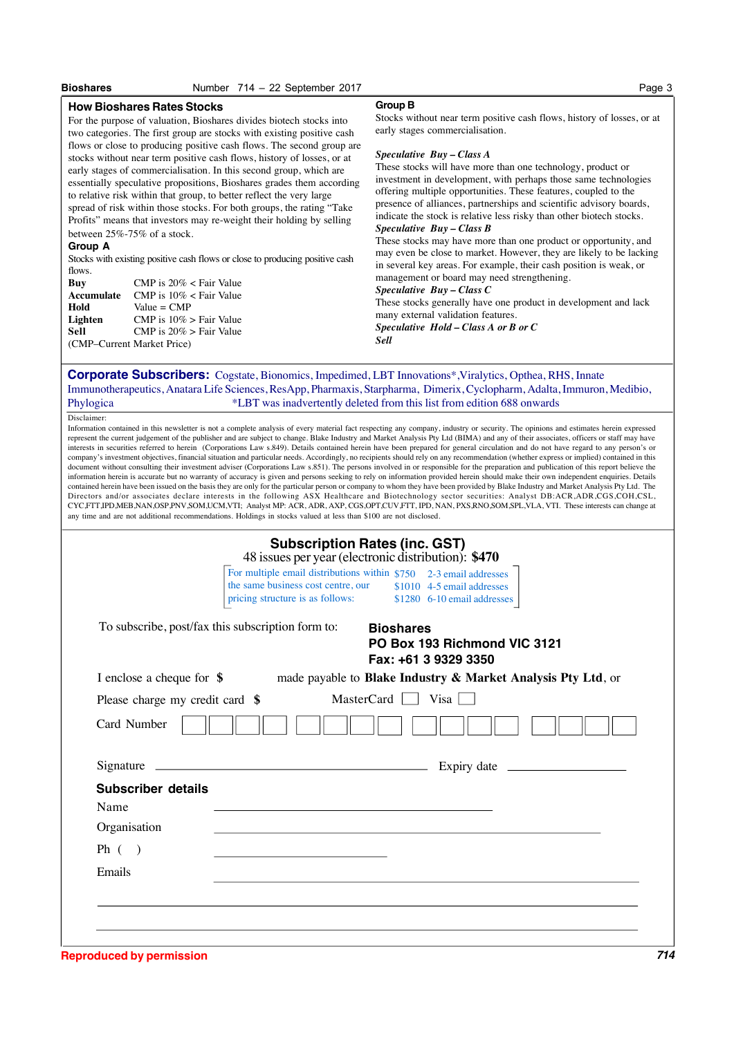## How Bioshares Rates Stocks

For the purpose of valuation, Bioshares divides biotech stocks into two categories. The first group are stocks with existing positive cash flows or close to producing positive cash flows. The second group are stocks without near term positive cash flows, history of losses, or at early stages of commercialisation. In this second group, which are essentially speculative propositions, Bioshares grades them according to relative risk within that group, to better reflect the very large spread of risk within those stocks. For both groups, the rating "Take Profits" means that investors may re-weight their holding by selling between 25%-75% of a stock.

### Group A

Stocks with existing positive cash flows or close to producing positive cash flows.

| | |
|---|---|
| **Buy** | CMP is 20% < Fair Value |
| **Accumulate** | CMP is 10% < Fair Value |
| **Hold** | Value = CMP |
| **Lighten** | CMP is 10% > Fair Value |
| **Sell** | CMP is 20% > Fair Value |

(CMP–Current Market Price)

### Group B

Stocks without near term positive cash flows, history of losses, or at early stages commercialisation.

***Speculative Buy – Class A***
These stocks will have more than one technology, product or investment in development, with perhaps those same technologies offering multiple opportunities. These features, coupled to the presence of alliances, partnerships and scientific advisory boards, indicate the stock is relative less risky than other biotech stocks.

***Speculative Buy – Class B***
These stocks may have more than one product or opportunity, and may even be close to market. However, they are likely to be lacking in several key areas. For example, their cash position is weak, or management or board may need strengthening.

***Speculative Buy – Class C***
These stocks generally have one product in development and lack many external validation features.

***Speculative Hold – Class A or B or C***

***Sell***

**Corporate Subscribers:** Cogstate, Bionomics, Impedimed, LBT Innovations*, Viralytics, Opthea, RHS, Innate Immunotherapeutics, Anatara Life Sciences, ResApp, Pharmaxis, Starpharma, Dimerix, Cyclopharm, Adalta, Immuron, Medibio, Phylogica

*LBT was inadvertently deleted from this list from edition 688 onwards

Disclaimer:
Information contained in this newsletter is not a complete analysis of every material fact respecting any company, industry or security. The opinions and estimates herein expressed represent the current judgement of the publisher and are subject to change. Blake Industry and Market Analysis Pty Ltd (BIMA) and any of their associates, officers or staff may have interests in securities referred to herein (Corporations Law s.849). Details contained herein have been prepared for general circulation and do not have regard to any person's or company's investment objectives, financial situation and particular needs. Accordingly, no recipients should rely on any recommendation (whether express or implied) contained in this document without consulting their investment adviser (Corporations Law s.851). The persons involved in or responsible for the preparation and publication of this report believe the information herein is accurate but no warranty of accuracy is given and persons seeking to rely on information provided herein should make their own independent enquiries. Details contained herein have been issued on the basis they are only for the particular person or company to whom they have been provided by Blake Industry and Market Analysis Pty Ltd. The Directors and/or associates declare interests in the following ASX Healthcare and Biotechnology sector securities: Analyst DB:ACR,ADR,CGS,COH,CSL, CYC,FTT,IPD,MEB,NAN,OSP,PNV,SOM,UCM,VTI; Analyst MP: ACR, ADR, AXP, CGS,OPT,CUV,FTT, IPD, NAN, PXS,RNO,SOM,SPL,VLA, VTI. These interests can change at any time and are not additional recommendations. Holdings in stocks valued at less than $100 are not disclosed.

## Subscription Rates (inc. GST)

48 issues per year (electronic distribution): **$470**

| For multiple email distributions within the same business cost centre, our pricing structure is as follows: | | |
|---|---|---|
| | $750 | 2-3 email addresses |
| | $1010 | 4-5 email addresses |
| | $1280 | 6-10 email addresses |

To subscribe, post/fax this subscription form to:

**Bioshares**
**PO Box 193 Richmond VIC 3121**
**Fax: +61 3 9329 3350**

I enclose a cheque for $ ______ made payable to **Blake Industry & Market Analysis Pty Ltd**, or

Please charge my credit card $ ______ MasterCard ☐ Visa ☐

Card Number ☐☐☐☐ ☐☐☐☐ ☐☐☐☐ ☐☐☐☐

Signature ______________________ Expiry date ______________

### Subscriber details

Name ______________________

Organisation ______________________

Ph ( ) ______________________

Emails ______________________

Reproduced by permission